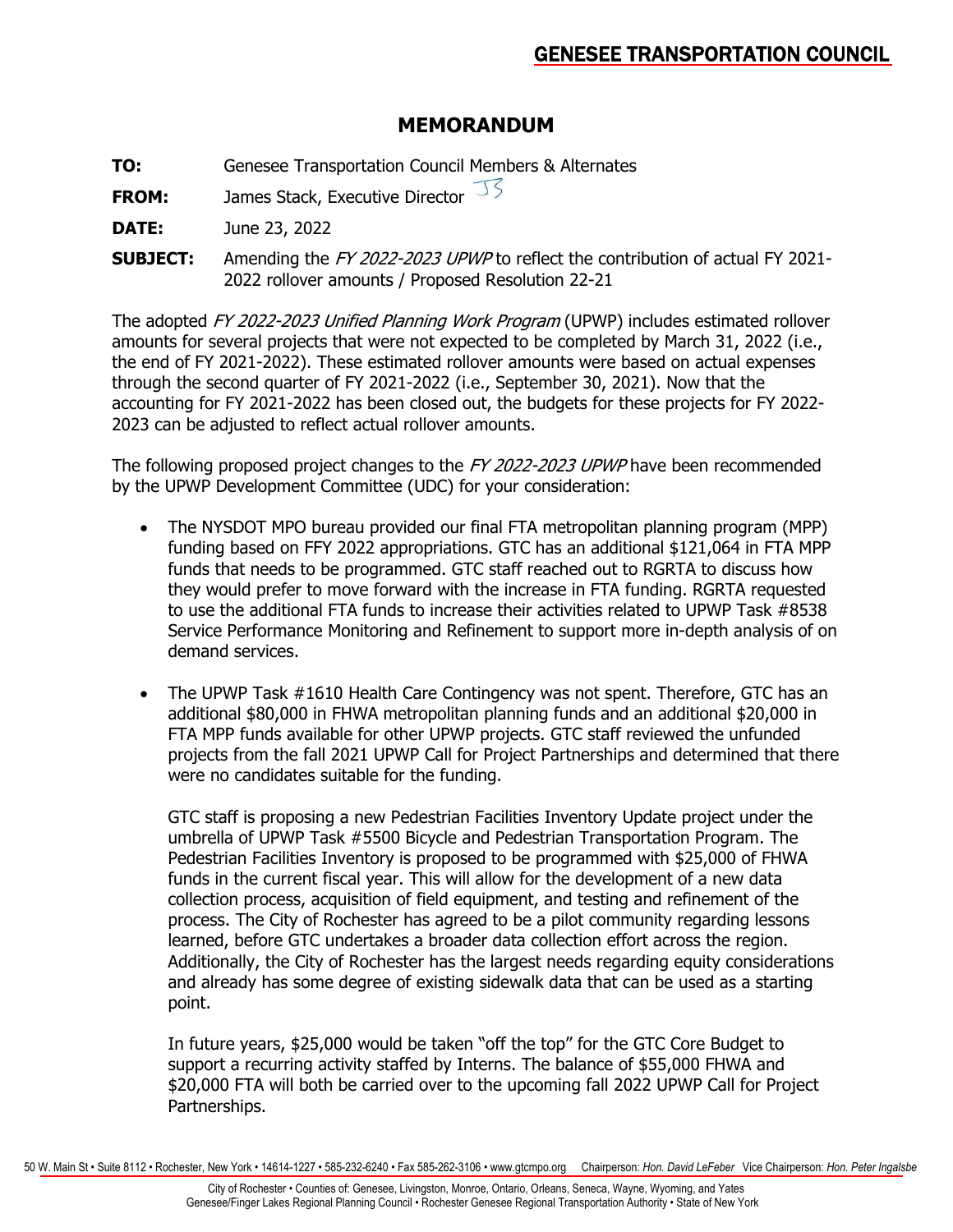# MEMORANDUM

**TO:** Genesee Transportation Council Members & Alternates

**FROM:** James Stack, Executive Director

**DATE:** June 23, 2022

**SUBJECT:** Amending the *FY 2022-2023 UPWP* to reflect the contribution of actual FY 2021-2022 rollover amounts / Proposed Resolution 22-21

The adopted *FY 2022-2023 Unified Planning Work Program* (UPWP) includes estimated rollover amounts for several projects that were not expected to be completed by March 31, 2022 (i.e., the end of FY 2021-2022). These estimated rollover amounts were based on actual expenses through the second quarter of FY 2021-2022 (i.e., September 30, 2021). Now that the accounting for FY 2021-2022 has been closed out, the budgets for these projects for FY 2022-2023 can be adjusted to reflect actual rollover amounts.

The following proposed project changes to the *FY 2022-2023 UPWP* have been recommended by the UPWP Development Committee (UDC) for your consideration:

- The NYSDOT MPO bureau provided our final FTA metropolitan planning program (MPP) funding based on FFY 2022 appropriations. GTC has an additional $121,064 in FTA MPP funds that needs to be programmed. GTC staff reached out to RGRTA to discuss how they would prefer to move forward with the increase in FTA funding. RGRTA requested to use the additional FTA funds to increase their activities related to UPWP Task #8538 Service Performance Monitoring and Refinement to support more in-depth analysis of on demand services.

- The UPWP Task #1610 Health Care Contingency was not spent. Therefore, GTC has an additional $80,000 in FHWA metropolitan planning funds and an additional $20,000 in FTA MPP funds available for other UPWP projects. GTC staff reviewed the unfunded projects from the fall 2021 UPWP Call for Project Partnerships and determined that there were no candidates suitable for the funding.

  GTC staff is proposing a new Pedestrian Facilities Inventory Update project under the umbrella of UPWP Task #5500 Bicycle and Pedestrian Transportation Program. The Pedestrian Facilities Inventory is proposed to be programmed with $25,000 of FHWA funds in the current fiscal year. This will allow for the development of a new data collection process, acquisition of field equipment, and testing and refinement of the process. The City of Rochester has agreed to be a pilot community regarding lessons learned, before GTC undertakes a broader data collection effort across the region. Additionally, the City of Rochester has the largest needs regarding equity considerations and already has some degree of existing sidewalk data that can be used as a starting point.

  In future years, $25,000 would be taken "off the top" for the GTC Core Budget to support a recurring activity staffed by Interns. The balance of $55,000 FHWA and $20,000 FTA will both be carried over to the upcoming fall 2022 UPWP Call for Project Partnerships.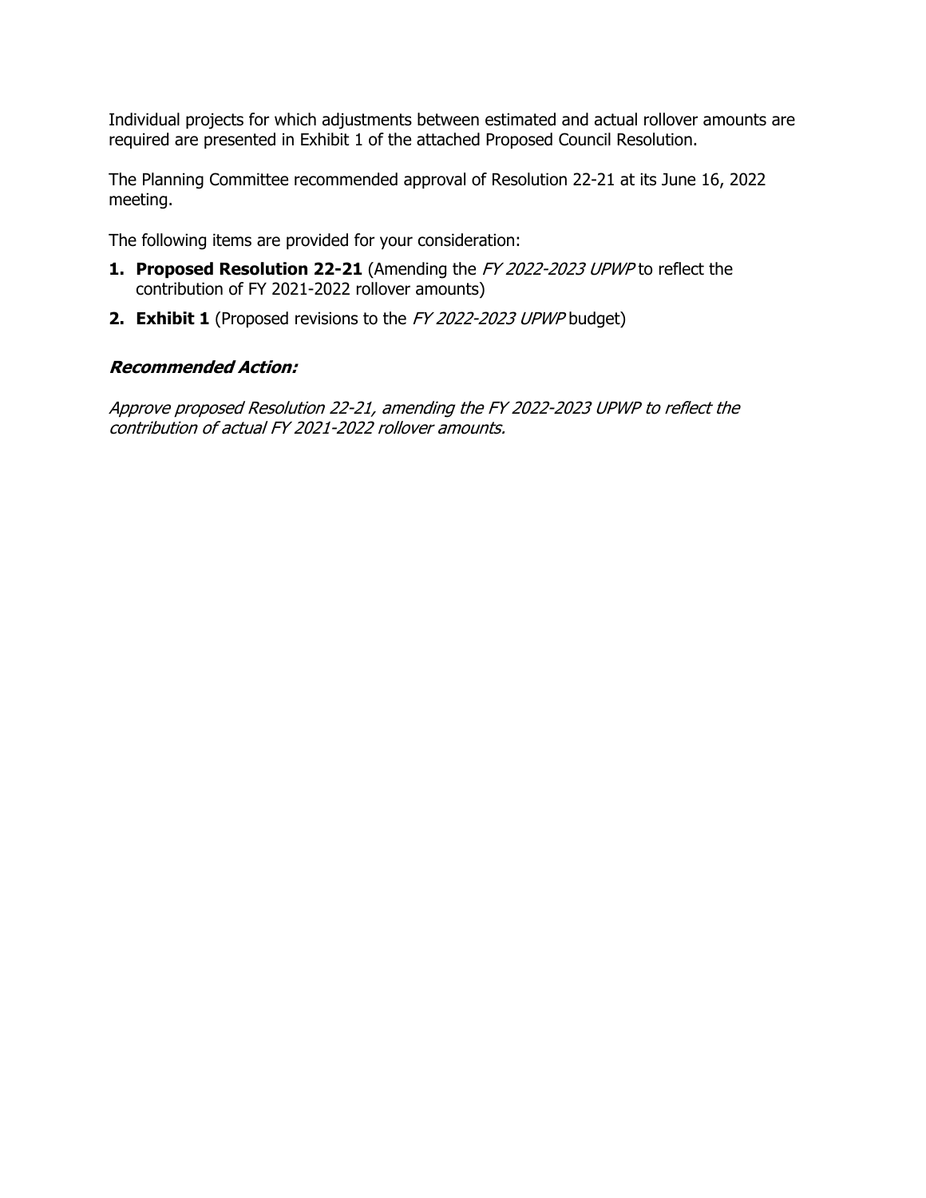Individual projects for which adjustments between estimated and actual rollover amounts are required are presented in Exhibit 1 of the attached Proposed Council Resolution.

The Planning Committee recommended approval of Resolution 22-21 at its June 16, 2022 meeting.

The following items are provided for your consideration:

1. **Proposed Resolution 22-21** (Amending the *FY 2022-2023 UPWP* to reflect the contribution of FY 2021-2022 rollover amounts)
2. **Exhibit 1** (Proposed revisions to the *FY 2022-2023 UPWP* budget)

***Recommended Action:***

*Approve proposed Resolution 22-21, amending the FY 2022-2023 UPWP to reflect the contribution of actual FY 2021-2022 rollover amounts.*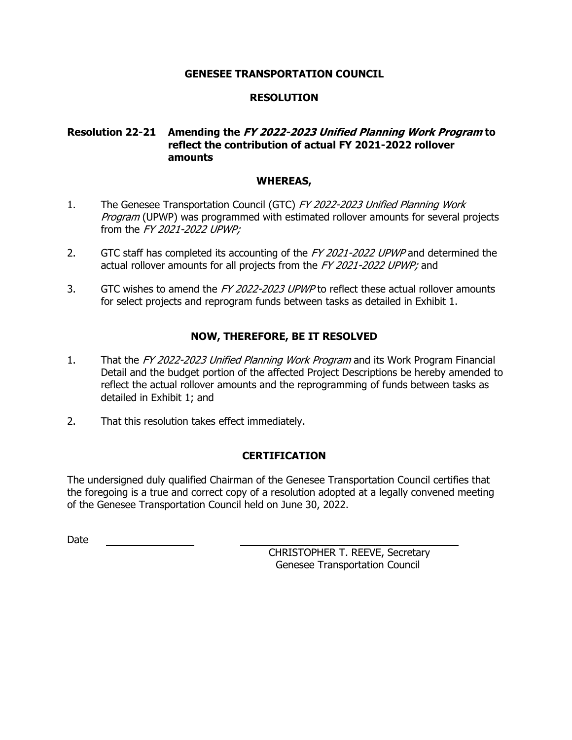**GENESEE TRANSPORTATION COUNCIL**

**RESOLUTION**

**Resolution 22-21 Amending the *FY 2022-2023 Unified Planning Work Program* to reflect the contribution of actual FY 2021-2022 rollover amounts**

**WHEREAS,**

1. The Genesee Transportation Council (GTC) *FY 2022-2023 Unified Planning Work Program* (UPWP) was programmed with estimated rollover amounts for several projects from the *FY 2021-2022 UPWP;*

2. GTC staff has completed its accounting of the *FY 2021-2022 UPWP* and determined the actual rollover amounts for all projects from the *FY 2021-2022 UPWP;* and

3. GTC wishes to amend the *FY 2022-2023 UPWP* to reflect these actual rollover amounts for select projects and reprogram funds between tasks as detailed in Exhibit 1.

**NOW, THEREFORE, BE IT RESOLVED**

1. That the *FY 2022-2023 Unified Planning Work Program* and its Work Program Financial Detail and the budget portion of the affected Project Descriptions be hereby amended to reflect the actual rollover amounts and the reprogramming of funds between tasks as detailed in Exhibit 1; and

2. That this resolution takes effect immediately.

**CERTIFICATION**

The undersigned duly qualified Chairman of the Genesee Transportation Council certifies that the foregoing is a true and correct copy of a resolution adopted at a legally convened meeting of the Genesee Transportation Council held on June 30, 2022.

Date ________________

________________________________
CHRISTOPHER T. REEVE, Secretary
Genesee Transportation Council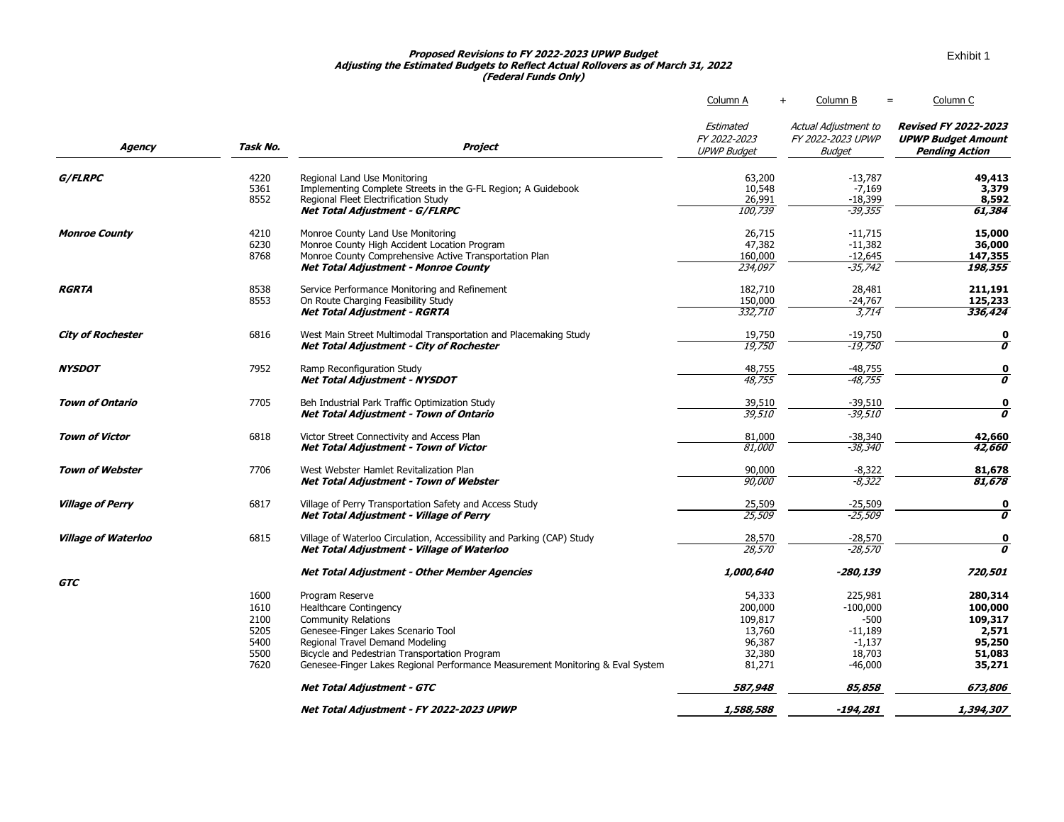Exhibit 1

### ***Proposed Revisions to FY 2022-2023 UPWP Budget***
### ***Adjusting the Estimated Budgets to Reflect Actual Rollovers as of March 31, 2022***
### ***(Federal Funds Only)***

| | | | Column A | + Column B | = Column C |
|---|---|---|---|---|---|
| ***Agency*** | ***Task No.*** | ***Project*** | *Estimated FY 2022-2023 UPWP Budget* | *Actual Adjustment to FY 2022-2023 UPWP Budget* | ***Revised FY 2022-2023 UPWP Budget Amount Pending Action*** |
| ***G/FLRPC*** | 4220 | Regional Land Use Monitoring | 63,200 | -13,787 | **49,413** |
| | 5361 | Implementing Complete Streets in the G-FL Region; A Guidebook | 10,548 | -7,169 | **3,379** |
| | 8552 | Regional Fleet Electrification Study | 26,991 | -18,399 | **8,592** |
| | | ***Net Total Adjustment - G/FLRPC*** | *100,739* | *-39,355* | ***61,384*** |
| ***Monroe County*** | 4210 | Monroe County Land Use Monitoring | 26,715 | -11,715 | **15,000** |
| | 6230 | Monroe County High Accident Location Program | 47,382 | -11,382 | **36,000** |
| | 8768 | Monroe County Comprehensive Active Transportation Plan | 160,000 | -12,645 | **147,355** |
| | | ***Net Total Adjustment - Monroe County*** | *234,097* | *-35,742* | ***198,355*** |
| ***RGRTA*** | 8538 | Service Performance Monitoring and Refinement | 182,710 | 28,481 | **211,191** |
| | 8553 | On Route Charging Feasibility Study | 150,000 | -24,767 | **125,233** |
| | | ***Net Total Adjustment - RGRTA*** | *332,710* | *3,714* | ***336,424*** |
| ***City of Rochester*** | 6816 | West Main Street Multimodal Transportation and Placemaking Study | 19,750 | -19,750 | **0** |
| | | ***Net Total Adjustment - City of Rochester*** | *19,750* | *-19,750* | ***0*** |
| ***NYSDOT*** | 7952 | Ramp Reconfiguration Study | 48,755 | -48,755 | **0** |
| | | ***Net Total Adjustment - NYSDOT*** | *48,755* | *-48,755* | ***0*** |
| ***Town of Ontario*** | 7705 | Beh Industrial Park Traffic Optimization Study | 39,510 | -39,510 | **0** |
| | | ***Net Total Adjustment - Town of Ontario*** | *39,510* | *-39,510* | ***0*** |
| ***Town of Victor*** | 6818 | Victor Street Connectivity and Access Plan | 81,000 | -38,340 | **42,660** |
| | | ***Net Total Adjustment - Town of Victor*** | *81,000* | *-38,340* | ***42,660*** |
| ***Town of Webster*** | 7706 | West Webster Hamlet Revitalization Plan | 90,000 | -8,322 | **81,678** |
| | | ***Net Total Adjustment - Town of Webster*** | *90,000* | *-8,322* | ***81,678*** |
| ***Village of Perry*** | 6817 | Village of Perry Transportation Safety and Access Study | 25,509 | -25,509 | **0** |
| | | ***Net Total Adjustment - Village of Perry*** | *25,509* | *-25,509* | ***0*** |
| ***Village of Waterloo*** | 6815 | Village of Waterloo Circulation, Accessibility and Parking (CAP) Study | 28,570 | -28,570 | **0** |
| | | ***Net Total Adjustment - Village of Waterloo*** | *28,570* | *-28,570* | ***0*** |
| | | ***Net Total Adjustment - Other Member Agencies*** | ***1,000,640*** | ***-280,139*** | ***720,501*** |
| ***GTC*** | 1600 | Program Reserve | 54,333 | 225,981 | **280,314** |
| | 1610 | Healthcare Contingency | 200,000 | -100,000 | **100,000** |
| | 2100 | Community Relations | 109,817 | -500 | **109,317** |
| | 5205 | Genesee-Finger Lakes Scenario Tool | 13,760 | -11,189 | **2,571** |
| | 5400 | Regional Travel Demand Modeling | 96,387 | -1,137 | **95,250** |
| | 5500 | Bicycle and Pedestrian Transportation Program | 32,380 | 18,703 | **51,083** |
| | 7620 | Genesee-Finger Lakes Regional Performance Measurement Monitoring & Eval System | 81,271 | -46,000 | **35,271** |
| | | ***Net Total Adjustment - GTC*** | ***587,948*** | ***85,858*** | ***673,806*** |
| | | ***Net Total Adjustment - FY 2022-2023 UPWP*** | ***1,588,588*** | ***-194,281*** | ***1,394,307*** |